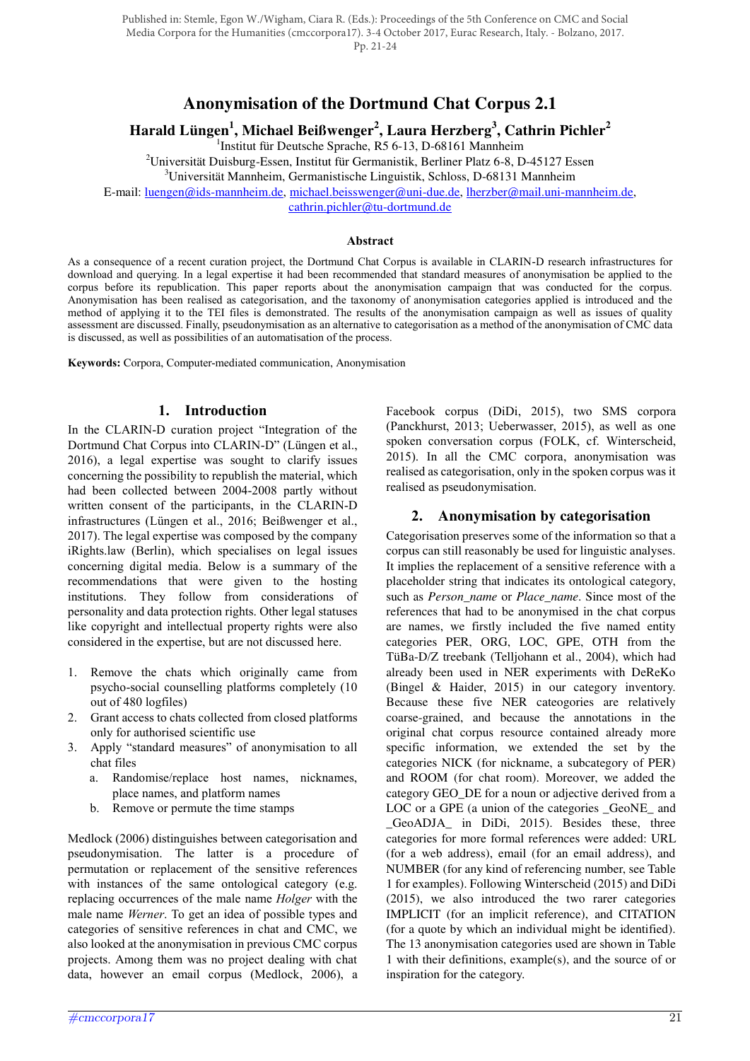Published in: Stemle, Egon W./Wigham, Ciara R. (Eds.): Proceedings of the 5th Conference on CMC and Social Media Corpora for the Humanities (cmccorpora17). 3-4 October 2017, Eurac Research, Italy. - Bolzano, 2017. Pp. 21-24

# Anonymisation of the Dortmund Chat Corpus 2.1

**Harald Lüngen[1], Michael Beißwenger[2], Laura Herzberg[3], Cathrin Pichler[2]**

[1]Institut für Deutsche Sprache, R5 6-13, D-68161 Mannheim
[2]Universität Duisburg-Essen, Institut für Germanistik, Berliner Platz 6-8, D-45127 Essen
[3]Universität Mannheim, Germanistische Linguistik, Schloss, D-68131 Mannheim
E-mail: luengen@ids-mannheim.de, michael.beisswenger@uni-due.de, lherzber@mail.uni-mannheim.de, cathrin.pichler@tu-dortmund.de

### Abstract

As a consequence of a recent curation project, the Dortmund Chat Corpus is available in CLARIN-D research infrastructures for download and querying. In a legal expertise it had been recommended that standard measures of anonymisation be applied to the corpus before its republication. This paper reports about the anonymisation campaign that was conducted for the corpus. Anonymisation has been realised as categorisation, and the taxonomy of anonymisation categories applied is introduced and the method of applying it to the TEI files is demonstrated. The results of the anonymisation campaign as well as issues of quality assessment are discussed. Finally, pseudonymisation as an alternative to categorisation as a method of the anonymisation of CMC data is discussed, as well as possibilities of an automatisation of the process.

**Keywords:** Corpora, Computer-mediated communication, Anonymisation

## 1. Introduction

In the CLARIN-D curation project "Integration of the Dortmund Chat Corpus into CLARIN-D" (Lüngen et al., 2016), a legal expertise was sought to clarify issues concerning the possibility to republish the material, which had been collected between 2004-2008 partly without written consent of the participants, in the CLARIN-D infrastructures (Lüngen et al., 2016; Beißwenger et al., 2017). The legal expertise was composed by the company iRights.law (Berlin), which specialises on legal issues concerning digital media. Below is a summary of the recommendations that were given to the hosting institutions. They follow from considerations of personality and data protection rights. Other legal statuses like copyright and intellectual property rights were also considered in the expertise, but are not discussed here.

1. Remove the chats which originally came from psycho-social counselling platforms completely (10 out of 480 logfiles)
2. Grant access to chats collected from closed platforms only for authorised scientific use
3. Apply "standard measures" of anonymisation to all chat files
   a. Randomise/replace host names, nicknames, place names, and platform names
   b. Remove or permute the time stamps

Medlock (2006) distinguishes between categorisation and pseudonymisation. The latter is a procedure of permutation or replacement of the sensitive references with instances of the same ontological category (e.g. replacing occurrences of the male name *Holger* with the male name *Werner*. To get an idea of possible types and categories of sensitive references in chat and CMC, we also looked at the anonymisation in previous CMC corpus projects. Among them was no project dealing with chat data, however an email corpus (Medlock, 2006), a Facebook corpus (DiDi, 2015), two SMS corpora (Panckhurst, 2013; Ueberwasser, 2015), as well as one spoken conversation corpus (FOLK, cf. Winterscheid, 2015). In all the CMC corpora, anonymisation was realised as categorisation, only in the spoken corpus was it realised as pseudonymisation.

## 2. Anonymisation by categorisation

Categorisation preserves some of the information so that a corpus can still reasonably be used for linguistic analyses. It implies the replacement of a sensitive reference with a placeholder string that indicates its ontological category, such as *Person_name* or *Place_name*. Since most of the references that had to be anonymised in the chat corpus are names, we firstly included the five named entity categories PER, ORG, LOC, GPE, OTH from the TüBa-D/Z treebank (Telljohann et al., 2004), which had already been used in NER experiments with DeReKo (Bingel & Haider, 2015) in our category inventory. Because these five NER cateogories are relatively coarse-grained, and because the annotations in the original chat corpus resource contained already more specific information, we extended the set by the categories NICK (for nickname, a subcategory of PER) and ROOM (for chat room). Moreover, we added the category GEO_DE for a noun or adjective derived from a LOC or a GPE (a union of the categories _GeoNE_ and _GeoADJA_ in DiDi, 2015). Besides these, three categories for more formal references were added: URL (for a web address), email (for an email address), and NUMBER (for any kind of referencing number, see Table 1 for examples). Following Winterscheid (2015) and DiDi (2015), we also introduced the two rarer categories IMPLICIT (for an implicit reference), and CITATION (for a quote by which an individual might be identified). The 13 anonymisation categories used are shown in Table 1 with their definitions, example(s), and the source of or inspiration for the category.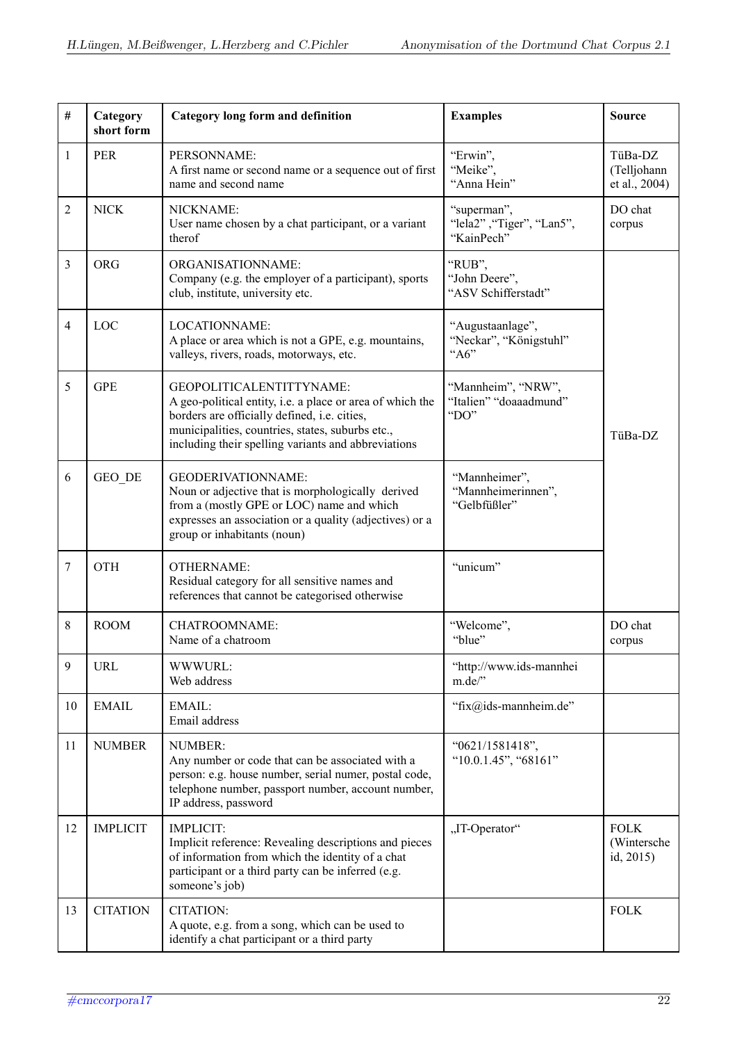| # | Category short form | Category long form and definition | Examples | Source |
|---|---|---|---|---|
| 1 | PER | PERSONNAME: A first name or second name or a sequence out of first name and second name | "Erwin", "Meike", "Anna Hein" | TüBa-DZ (Telljohann et al., 2004) |
| 2 | NICK | NICKNAME: User name chosen by a chat participant, or a variant therof | "superman", "lela2" ,"Tiger", "Lan5", "KainPech" | DO chat corpus |
| 3 | ORG | ORGANISATIONNAME: Company (e.g. the employer of a participant), sports club, institute, university etc. | "RUB", "John Deere", "ASV Schifferstadt" | TüBa-DZ |
| 4 | LOC | LOCATIONNAME: A place or area which is not a GPE, e.g. mountains, valleys, rivers, roads, motorways, etc. | "Augustaanlage", "Neckar", "Königstuhl" "A6" | TüBa-DZ |
| 5 | GPE | GEOPOLITICALENTITTYNAME: A geo-political entity, i.e. a place or area of which the borders are officially defined, i.e. cities, municipalities, countries, states, suburbs etc., including their spelling variants and abbreviations | "Mannheim", "NRW", "Italien" "doaaadmund" "DO" | TüBa-DZ |
| 6 | GEO_DE | GEODERIVATIONNAME: Noun or adjective that is morphologically derived from a (mostly GPE or LOC) name and which expresses an association or a quality (adjectives) or a group or inhabitants (noun) | "Mannheimer", "Mannheimerinnen", "Gelbfüßler" | TüBa-DZ |
| 7 | OTH | OTHERNAME: Residual category for all sensitive names and references that cannot be categorised otherwise | "unicum" | TüBa-DZ |
| 8 | ROOM | CHATROOMNAME: Name of a chatroom | "Welcome", "blue" | DO chat corpus |
| 9 | URL | WWWURL: Web address | "http://www.ids-mannheim.de/" | |
| 10 | EMAIL | EMAIL: Email address | "fix@ids-mannheim.de" | |
| 11 | NUMBER | NUMBER: Any number or code that can be associated with a person: e.g. house number, serial numer, postal code, telephone number, passport number, account number, IP address, password | "0621/1581418", "10.0.1.45", "68161" | |
| 12 | IMPLICIT | IMPLICIT: Implicit reference: Revealing descriptions and pieces of information from which the identity of a chat participant or a third party can be inferred (e.g. someone's job) | „IT-Operator" | FOLK (Winterscheid, 2015) |
| 13 | CITATION | CITATION: A quote, e.g. from a song, which can be used to identify a chat participant or a third party | | FOLK |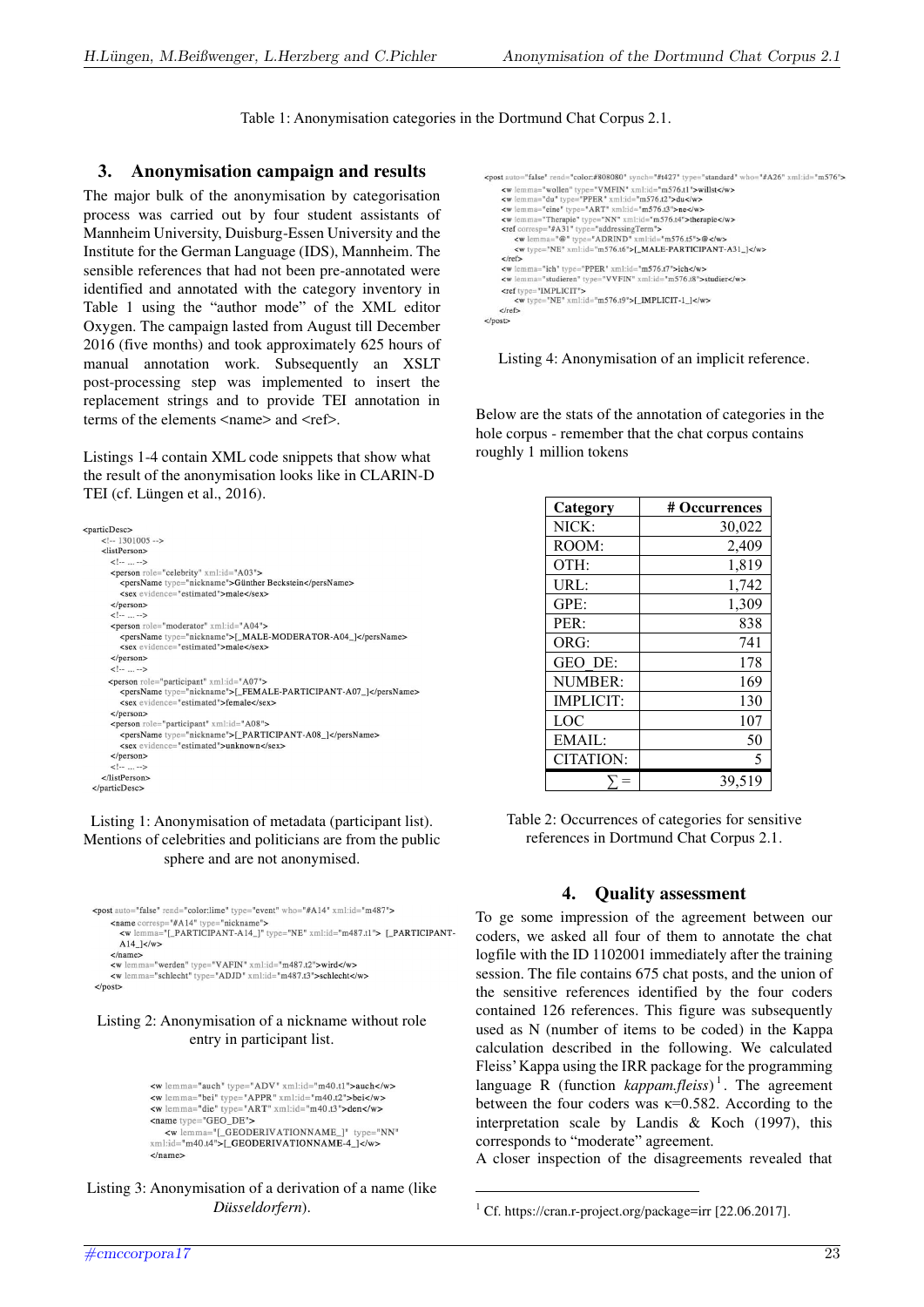Table 1: Anonymisation categories in the Dortmund Chat Corpus 2.1.

## 3. Anonymisation campaign and results

The major bulk of the anonymisation by categorisation process was carried out by four student assistants of Mannheim University, Duisburg-Essen University and the Institute for the German Language (IDS), Mannheim. The sensible references that had not been pre-annotated were identified and annotated with the category inventory in Table 1 using the "author mode" of the XML editor Oxygen. The campaign lasted from August till December 2016 (five months) and took approximately 625 hours of manual annotation work. Subsequently an XSLT post-processing step was implemented to insert the replacement strings and to provide TEI annotation in terms of the elements <name> and <ref>.

Listings 1-4 contain XML code snippets that show what the result of the anonymisation looks like in CLARIN-D TEI (cf. Lüngen et al., 2016).

```
<particDesc>
    <!-- 1301005 -->
    <listPerson>
        <!-- ... -->
        <person role="celebrity" xml:id="A03">
            <persName type="nickname">Günther Beckstein</persName>
            <sex evidence="estimated">male</sex>
        </person>
        <!-- ... -->
        <person role="moderator" xml:id="A04">
            <persName type="nickname">[_MALE-MODERATOR-A04_]</persName>
            <sex evidence="estimated">male</sex>
        </person>
        <!-- ... -->
        <person role="participant" xml:id="A07">
            <persName type="nickname">[_FEMALE-PARTICIPANT-A07_]</persName>
            <sex evidence="estimated">female</sex>
        </person>
        <person role="participant" xml:id="A08">
            <persName type="nickname">[_PARTICIPANT-A08_]</persName>
            <sex evidence="estimated">unknown</sex>
        </person>
        <!-- ... -->
    </listPerson>
</particDesc>
```

Listing 1: Anonymisation of metadata (participant list). Mentions of celebrities and politicians are from the public sphere and are not anonymised.

```
<post auto="false" rend="color:lime" type="event" who="#A14" xml:id="m487">
    <name corresp="#A14" type="nickname">
        <w lemma="[_PARTICIPANT-A14_]" type="NE" xml:id="m487.t1"> [_PARTICIPANT-
        A14_]</w>
    </name>
    <w lemma="werden" type="VAFIN" xml:id="m487.t2">wird</w>
    <w lemma="schlecht" type="ADJD" xml:id="m487.t3">schlecht</w>
</post>
```

Listing 2: Anonymisation of a nickname without role entry in participant list.

```
<w lemma="auch" type="ADV" xml:id="m40.t1">auch</w>
<w lemma="bei" type="APPR" xml:id="m40.t2">bei</w>
<w lemma="die" type="ART" xml:id="m40.t3">den</w>
<name type="GEO_DE">
    <w lemma="[_GEODERIVATIONNAME_]" type="NN"
xml:id="m40.t4">[_GEODERIVATIONNAME-4_]</w>
</name>
```

Listing 3: Anonymisation of a derivation of a name (like *Düsseldorfern*).

```
<post auto="false" rend="color:#808080" synch="#t427" type="standard" who="#A26" xml:id="m576">
    <w lemma="wollen" type="VMFIN" xml:id="m576.t1">willst</w>
    <w lemma="du" type="PPER" xml:id="m576.t2">du</w>
    <w lemma="eine" type="ART" xml:id="m576.t3">ne</w>
    <w lemma="Therapie" type="NN" xml:id="m576.t4">therapie</w>
    <ref corresp="#A31" type="addressingTerm">
        <w lemma="@" type="ADRIND" xml:id="m576.t5">@</w>
        <w type="NE" xml:id="m576.t6">[_MALE-PARTICIPANT-A31_]</w>
    </ref>
    <w lemma="ich" type="PPER" xml:id="m576.t7">ich</w>
    <w lemma="studieren" type="VVFIN" xml:id="m576.t8">studier</w>
    <ref type="IMPLICIT">
        <w type="NE" xml:id="m576.t9">[_IMPLICIT-1_]</w>
    </ref>
</post>
```

Listing 4: Anonymisation of an implicit reference.

Below are the stats of the annotation of categories in the hole corpus - remember that the chat corpus contains roughly 1 million tokens

| Category | # Occurrences |
|---|---:|
| NICK: | 30,022 |
| ROOM: | 2,409 |
| OTH: | 1,819 |
| URL: | 1,742 |
| GPE: | 1,309 |
| PER: | 838 |
| ORG: | 741 |
| GEO_DE: | 178 |
| NUMBER: | 169 |
| IMPLICIT: | 130 |
| LOC | 107 |
| EMAIL: | 50 |
| CITATION: | 5 |
| $\sum =$ | 39,519 |

Table 2: Occurrences of categories for sensitive references in Dortmund Chat Corpus 2.1.

## 4. Quality assessment

To ge some impression of the agreement between our coders, we asked all four of them to annotate the chat logfile with the ID 1102001 immediately after the training session. The file contains 675 chat posts, and the union of the sensitive references identified by the four coders contained 126 references. This figure was subsequently used as N (number of items to be coded) in the Kappa calculation described in the following. We calculated Fleiss' Kappa using the IRR package for the programming language R (function *kappam.fleiss*)[1]. The agreement between the four coders was κ=0.582. According to the interpretation scale by Landis & Koch (1997), this corresponds to "moderate" agreement.

A closer inspection of the disagreements revealed that

[1] Cf. https://cran.r-project.org/package=irr [22.06.2017].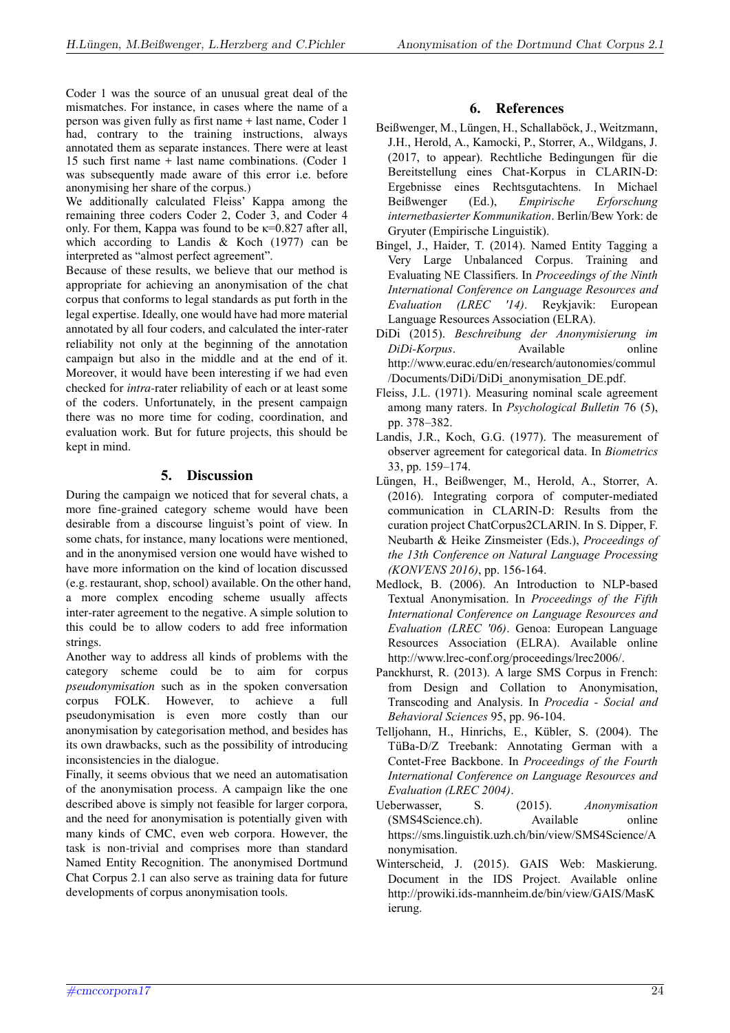Coder 1 was the source of an unusual great deal of the mismatches. For instance, in cases where the name of a person was given fully as first name + last name, Coder 1 had, contrary to the training instructions, always annotated them as separate instances. There were at least 15 such first name + last name combinations. (Coder 1 was subsequently made aware of this error i.e. before anonymising her share of the corpus.)

We additionally calculated Fleiss' Kappa among the remaining three coders Coder 2, Coder 3, and Coder 4 only. For them, Kappa was found to be $\kappa$=0.827 after all, which according to Landis & Koch (1977) can be interpreted as "almost perfect agreement".

Because of these results, we believe that our method is appropriate for achieving an anonymisation of the chat corpus that conforms to legal standards as put forth in the legal expertise. Ideally, one would have had more material annotated by all four coders, and calculated the inter-rater reliability not only at the beginning of the annotation campaign but also in the middle and at the end of it. Moreover, it would have been interesting if we had even checked for *intra*-rater reliability of each or at least some of the coders. Unfortunately, in the present campaign there was no more time for coding, coordination, and evaluation work. But for future projects, this should be kept in mind.

## 5. Discussion

During the campaign we noticed that for several chats, a more fine-grained category scheme would have been desirable from a discourse linguist's point of view. In some chats, for instance, many locations were mentioned, and in the anonymised version one would have wished to have more information on the kind of location discussed (e.g. restaurant, shop, school) available. On the other hand, a more complex encoding scheme usually affects inter-rater agreement to the negative. A simple solution to this could be to allow coders to add free information strings.

Another way to address all kinds of problems with the category scheme could be to aim for corpus *pseudonymisation* such as in the spoken conversation corpus FOLK. However, to achieve a full pseudonymisation is even more costly than our anonymisation by categorisation method, and besides has its own drawbacks, such as the possibility of introducing inconsistencies in the dialogue.

Finally, it seems obvious that we need an automatisation of the anonymisation process. A campaign like the one described above is simply not feasible for larger corpora, and the need for anonymisation is potentially given with many kinds of CMC, even web corpora. However, the task is non-trivial and comprises more than standard Named Entity Recognition. The anonymised Dortmund Chat Corpus 2.1 can also serve as training data for future developments of corpus anonymisation tools.

## 6. References

Beißwenger, M., Lüngen, H., Schallaböck, J., Weitzmann, J.H., Herold, A., Kamocki, P., Storrer, A., Wildgans, J. (2017, to appear). Rechtliche Bedingungen für die Bereitstellung eines Chat-Korpus in CLARIN-D: Ergebnisse eines Rechtsgutachtens. In Michael Beißwenger (Ed.), *Empirische Erforschung internetbasierter Kommunikation*. Berlin/Bew York: de Gryuter (Empirische Linguistik).

Bingel, J., Haider, T. (2014). Named Entity Tagging a Very Large Unbalanced Corpus. Training and Evaluating NE Classifiers. In *Proceedings of the Ninth International Conference on Language Resources and Evaluation (LREC '14)*. Reykjavik: European Language Resources Association (ELRA).

DiDi (2015). *Beschreibung der Anonymisierung im DiDi-Korpus*. Available online http://www.eurac.edu/en/research/autonomies/commul/Documents/DiDi/DiDi_anonymisation_DE.pdf.

Fleiss, J.L. (1971). Measuring nominal scale agreement among many raters. In *Psychological Bulletin* 76 (5), pp. 378–382.

Landis, J.R., Koch, G.G. (1977). The measurement of observer agreement for categorical data. In *Biometrics* 33, pp. 159–174.

Lüngen, H., Beißwenger, M., Herold, A., Storrer, A. (2016). Integrating corpora of computer-mediated communication in CLARIN-D: Results from the curation project ChatCorpus2CLARIN. In S. Dipper, F. Neubarth & Heike Zinsmeister (Eds.), *Proceedings of the 13th Conference on Natural Language Processing (KONVENS 2016)*, pp. 156-164.

Medlock, B. (2006). An Introduction to NLP-based Textual Anonymisation. In *Proceedings of the Fifth International Conference on Language Resources and Evaluation (LREC '06)*. Genoa: European Language Resources Association (ELRA). Available online http://www.lrec-conf.org/proceedings/lrec2006/.

Panckhurst, R. (2013). A large SMS Corpus in French: from Design and Collation to Anonymisation, Transcoding and Analysis. In *Procedia - Social and Behavioral Sciences* 95, pp. 96-104.

Telljohann, H., Hinrichs, E., Kübler, S. (2004). The TüBa-D/Z Treebank: Annotating German with a Contet-Free Backbone. In *Proceedings of the Fourth International Conference on Language Resources and Evaluation (LREC 2004)*.

Ueberwasser, S. (2015). *Anonymisation* (SMS4Science.ch). Available online https://sms.linguistik.uzh.ch/bin/view/SMS4Science/Anonymisation.

Winterscheid, J. (2015). GAIS Web: Maskierung. Document in the IDS Project. Available online http://prowiki.ids-mannheim.de/bin/view/GAIS/Maskierung.